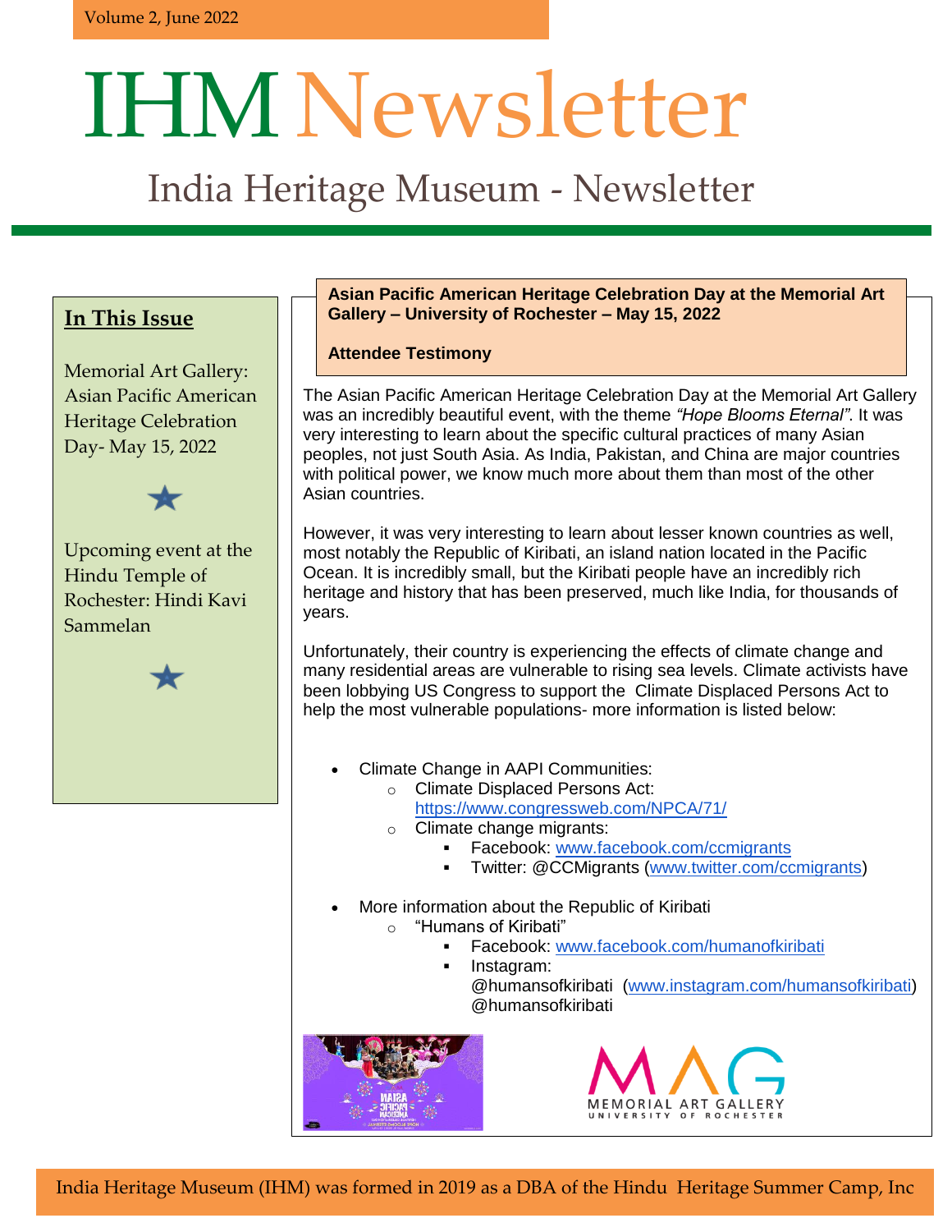Volume 2, June 2022

# IHM Newsletter

## India Heritage Museum - Newsletter

### In This Issue

Memorial Art Gallery: Asian Pacific American Heritage Celebration Day- May 15, 2022

★

Upcoming event at the Hindu Temple of Rochester: Hindi Kavi Sammelan

★

### Asian Pacific American Heritage Celebration Day at the Memorial Art Gallery – University of Rochester – May 15, 2022

**Attendee Testimony**

The Asian Pacific American Heritage Celebration Day at the Memorial Art Gallery was an incredibly beautiful event, with the theme *"Hope Blooms Eternal"*. It was very interesting to learn about the specific cultural practices of many Asian peoples, not just South Asia. As India, Pakistan, and China are major countries with political power, we know much more about them than most of the other Asian countries.

However, it was very interesting to learn about lesser known countries as well, most notably the Republic of Kiribati, an island nation located in the Pacific Ocean. It is incredibly small, but the Kiribati people have an incredibly rich heritage and history that has been preserved, much like India, for thousands of years.

Unfortunately, their country is experiencing the effects of climate change and many residential areas are vulnerable to rising sea levels. Climate activists have been lobbying US Congress to support the Climate Displaced Persons Act to help the most vulnerable populations- more information is listed below:

- Climate Change in AAPI Communities:
  - Climate Displaced Persons Act: https://www.congressweb.com/NPCA/71/
  - Climate change migrants:
    - Facebook: www.facebook.com/ccmigrants
    - Twitter: @CCMigrants (www.twitter.com/ccmigrants)

- More information about the Republic of Kiribati
  - "Humans of Kiribati"
    - Facebook: www.facebook.com/humanofkiribati
    - Instagram: @humansofkiribati (www.instagram.com/humansofkiribati) @humansofkiribati

MAG MEMORIAL ART GALLERY UNIVERSITY OF ROCHESTER

India Heritage Museum (IHM) was formed in 2019 as a DBA of the Hindu Heritage Summer Camp, Inc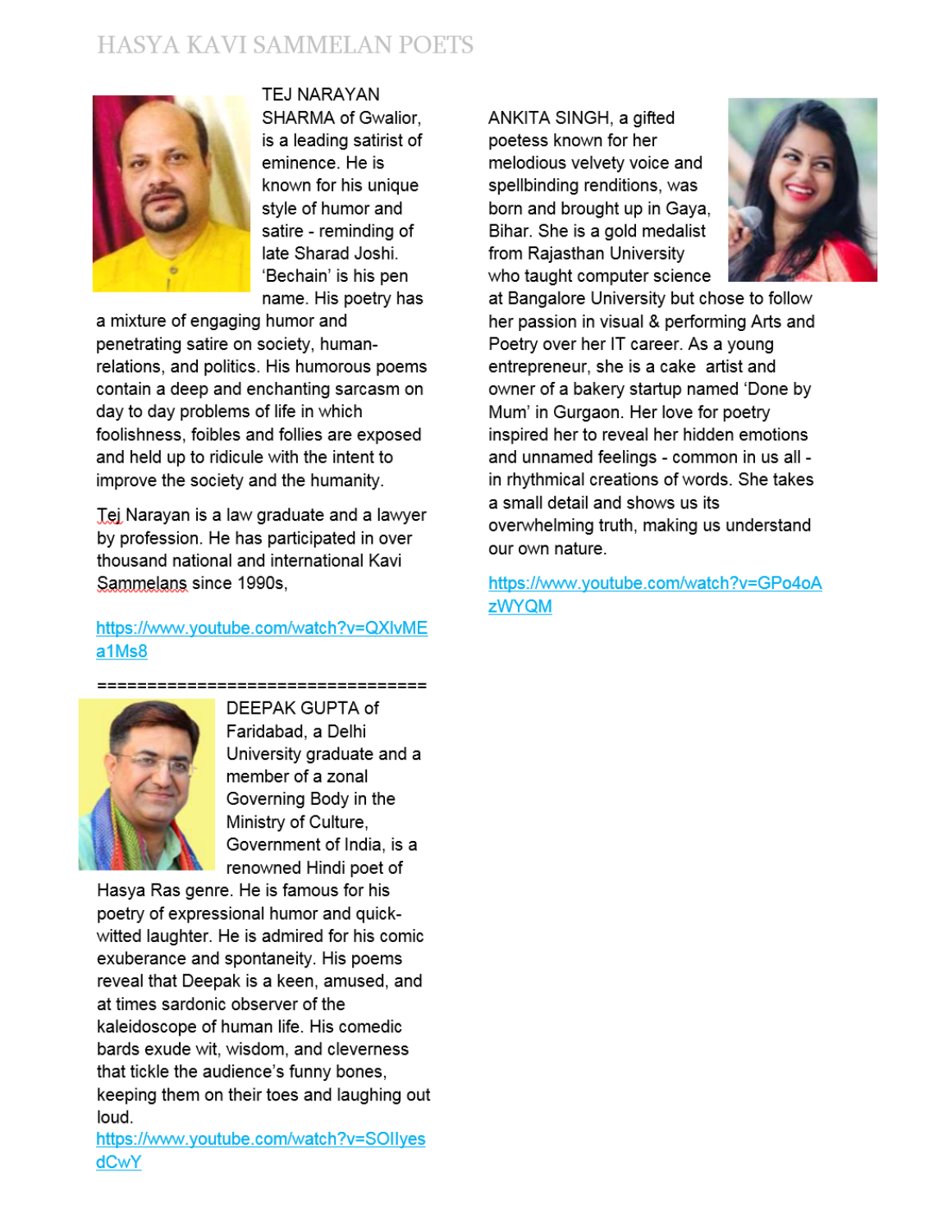# HASYA KAVI SAMMELAN POETS

TEJ NARAYAN SHARMA of Gwalior, is a leading satirist of eminence. He is known for his unique style of humor and satire - reminding of late Sharad Joshi. 'Bechain' is his pen name. His poetry has a mixture of engaging humor and penetrating satire on society, human-relations, and politics. His humorous poems contain a deep and enchanting sarcasm on day to day problems of life in which foolishness, foibles and follies are exposed and held up to ridicule with the intent to improve the society and the humanity.

Tej Narayan is a law graduate and a lawyer by profession. He has participated in over thousand national and international Kavi Sammelans since 1990s,

https://www.youtube.com/watch?v=QXlvMEa1Ms8

================================

DEEPAK GUPTA of Faridabad, a Delhi University graduate and a member of a zonal Governing Body in the Ministry of Culture, Government of India, is a renowned Hindi poet of Hasya Ras genre. He is famous for his poetry of expressional humor and quick-witted laughter. He is admired for his comic exuberance and spontaneity. His poems reveal that Deepak is a keen, amused, and at times sardonic observer of the kaleidoscope of human life. His comedic bards exude wit, wisdom, and cleverness that tickle the audience's funny bones, keeping them on their toes and laughing out loud.
https://www.youtube.com/watch?v=SOIlyesdCwY

ANKITA SINGH, a gifted poetess known for her melodious velvety voice and spellbinding renditions, was born and brought up in Gaya, Bihar. She is a gold medalist from Rajasthan University who taught computer science at Bangalore University but chose to follow her passion in visual & performing Arts and Poetry over her IT career. As a young entrepreneur, she is a cake artist and owner of a bakery startup named 'Done by Mum' in Gurgaon. Her love for poetry inspired her to reveal her hidden emotions and unnamed feelings - common in us all - in rhythmical creations of words. She takes a small detail and shows us its overwhelming truth, making us understand our own nature.

https://www.youtube.com/watch?v=GPo4oAzWYQM